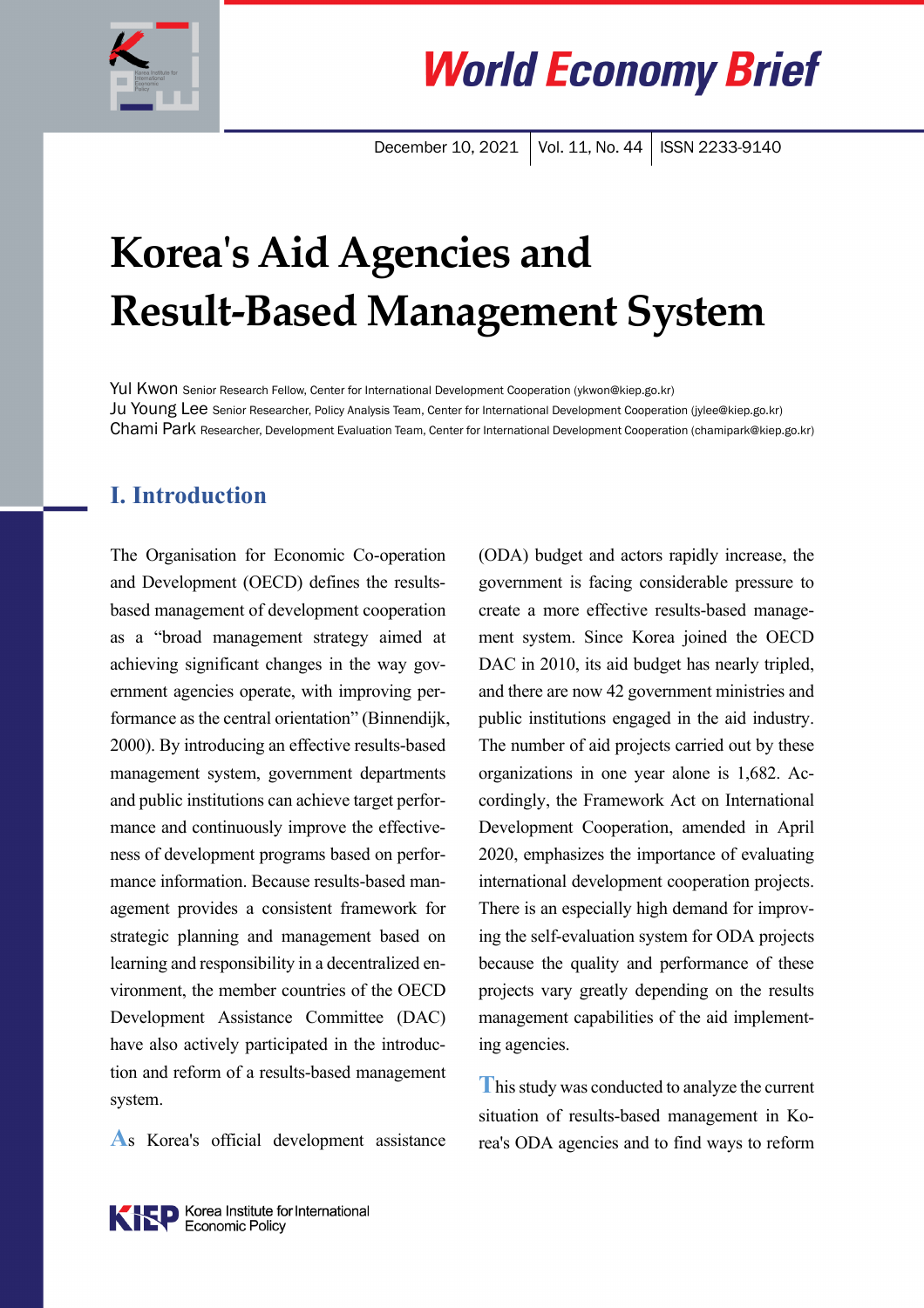# World Economy Brief

December 10, 2021 | Vol. 11, No. 44 | ISSN 2233-9140

# Korea's Aid Agencies and Result-Based Management System

Yul Kwon Senior Research Fellow, Center for International Development Cooperation (ykwon@kiep.go.kr)
Ju Young Lee Senior Researcher, Policy Analysis Team, Center for International Development Cooperation (jylee@kiep.go.kr)
Chami Park Researcher, Development Evaluation Team, Center for International Development Cooperation (chamipark@kiep.go.kr)

## I. Introduction

The Organisation for Economic Co-operation and Development (OECD) defines the results-based management of development cooperation as a "broad management strategy aimed at achieving significant changes in the way government agencies operate, with improving performance as the central orientation" (Binnendijk, 2000). By introducing an effective results-based management system, government departments and public institutions can achieve target performance and continuously improve the effectiveness of development programs based on performance information. Because results-based management provides a consistent framework for strategic planning and management based on learning and responsibility in a decentralized environment, the member countries of the OECD Development Assistance Committee (DAC) have also actively participated in the introduction and reform of a results-based management system.

As Korea's official development assistance (ODA) budget and actors rapidly increase, the government is facing considerable pressure to create a more effective results-based management system. Since Korea joined the OECD DAC in 2010, its aid budget has nearly tripled, and there are now 42 government ministries and public institutions engaged in the aid industry. The number of aid projects carried out by these organizations in one year alone is 1,682. Accordingly, the Framework Act on International Development Cooperation, amended in April 2020, emphasizes the importance of evaluating international development cooperation projects. There is an especially high demand for improving the self-evaluation system for ODA projects because the quality and performance of these projects vary greatly depending on the results management capabilities of the aid implementing agencies.

This study was conducted to analyze the current situation of results-based management in Korea's ODA agencies and to find ways to reform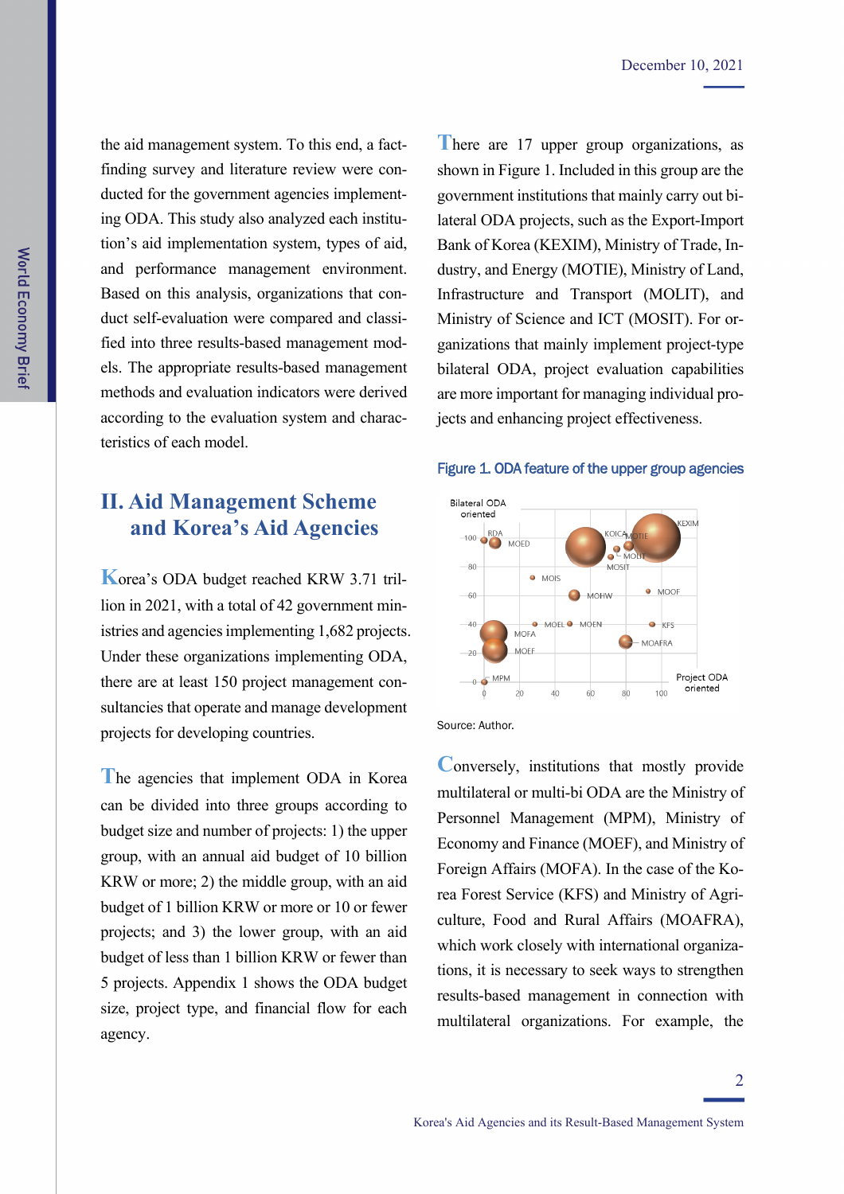the aid management system. To this end, a fact-finding survey and literature review were conducted for the government agencies implementing ODA. This study also analyzed each institution's aid implementation system, types of aid, and performance management environment. Based on this analysis, organizations that conduct self-evaluation were compared and classified into three results-based management models. The appropriate results-based management methods and evaluation indicators were derived according to the evaluation system and characteristics of each model.

## II. Aid Management Scheme and Korea's Aid Agencies

Korea's ODA budget reached KRW 3.71 trillion in 2021, with a total of 42 government ministries and agencies implementing 1,682 projects. Under these organizations implementing ODA, there are at least 150 project management consultancies that operate and manage development projects for developing countries.

The agencies that implement ODA in Korea can be divided into three groups according to budget size and number of projects: 1) the upper group, with an annual aid budget of 10 billion KRW or more; 2) the middle group, with an aid budget of 1 billion KRW or more or 10 or fewer projects; and 3) the lower group, with an aid budget of less than 1 billion KRW or fewer than 5 projects. Appendix 1 shows the ODA budget size, project type, and financial flow for each agency.

There are 17 upper group organizations, as shown in Figure 1. Included in this group are the government institutions that mainly carry out bilateral ODA projects, such as the Export-Import Bank of Korea (KEXIM), Ministry of Trade, Industry, and Energy (MOTIE), Ministry of Land, Infrastructure and Transport (MOLIT), and Ministry of Science and ICT (MOSIT). For organizations that mainly implement project-type bilateral ODA, project evaluation capabilities are more important for managing individual projects and enhancing project effectiveness.

Figure 1. ODA feature of the upper group agencies

Source: Author.

Conversely, institutions that mostly provide multilateral or multi-bi ODA are the Ministry of Personnel Management (MPM), Ministry of Economy and Finance (MOEF), and Ministry of Foreign Affairs (MOFA). In the case of the Korea Forest Service (KFS) and Ministry of Agriculture, Food and Rural Affairs (MOAFRA), which work closely with international organizations, it is necessary to seek ways to strengthen results-based management in connection with multilateral organizations. For example, the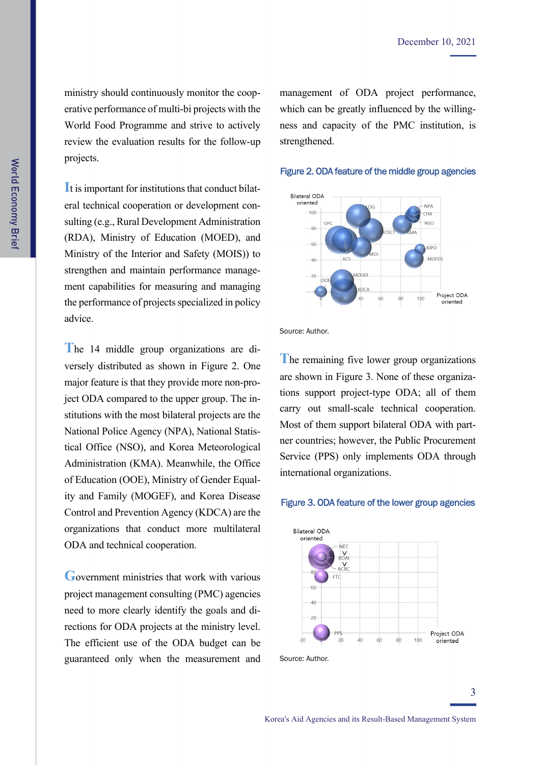ministry should continuously monitor the cooperative performance of multi-bi projects with the World Food Programme and strive to actively review the evaluation results for the follow-up projects.

It is important for institutions that conduct bilateral technical cooperation or development consulting (e.g., Rural Development Administration (RDA), Ministry of Education (MOED), and Ministry of the Interior and Safety (MOIS)) to strengthen and maintain performance management capabilities for measuring and managing the performance of projects specialized in policy advice.

The 14 middle group organizations are diversely distributed as shown in Figure 2. One major feature is that they provide more non-project ODA compared to the upper group. The institutions with the most bilateral projects are the National Police Agency (NPA), National Statistical Office (NSO), and Korea Meteorological Administration (KMA). Meanwhile, the Office of Education (OOE), Ministry of Gender Equality and Family (MOGEF), and Korea Disease Control and Prevention Agency (KDCA) are the organizations that conduct more multilateral ODA and technical cooperation.

Government ministries that work with various project management consulting (PMC) agencies need to more clearly identify the goals and directions for ODA projects at the ministry level. The efficient use of the ODA budget can be guaranteed only when the measurement and management of ODA project performance, which can be greatly influenced by the willingness and capacity of the PMC institution, is strengthened.

**Figure 2. ODA feature of the middle group agencies**

Source: Author.

The remaining five lower group organizations are shown in Figure 3. None of these organizations support project-type ODA; all of them carry out small-scale technical cooperation. Most of them support bilateral ODA with partner countries; however, the Public Procurement Service (PPS) only implements ODA through international organizations.

**Figure 3. ODA feature of the lower group agencies**

Source: Author.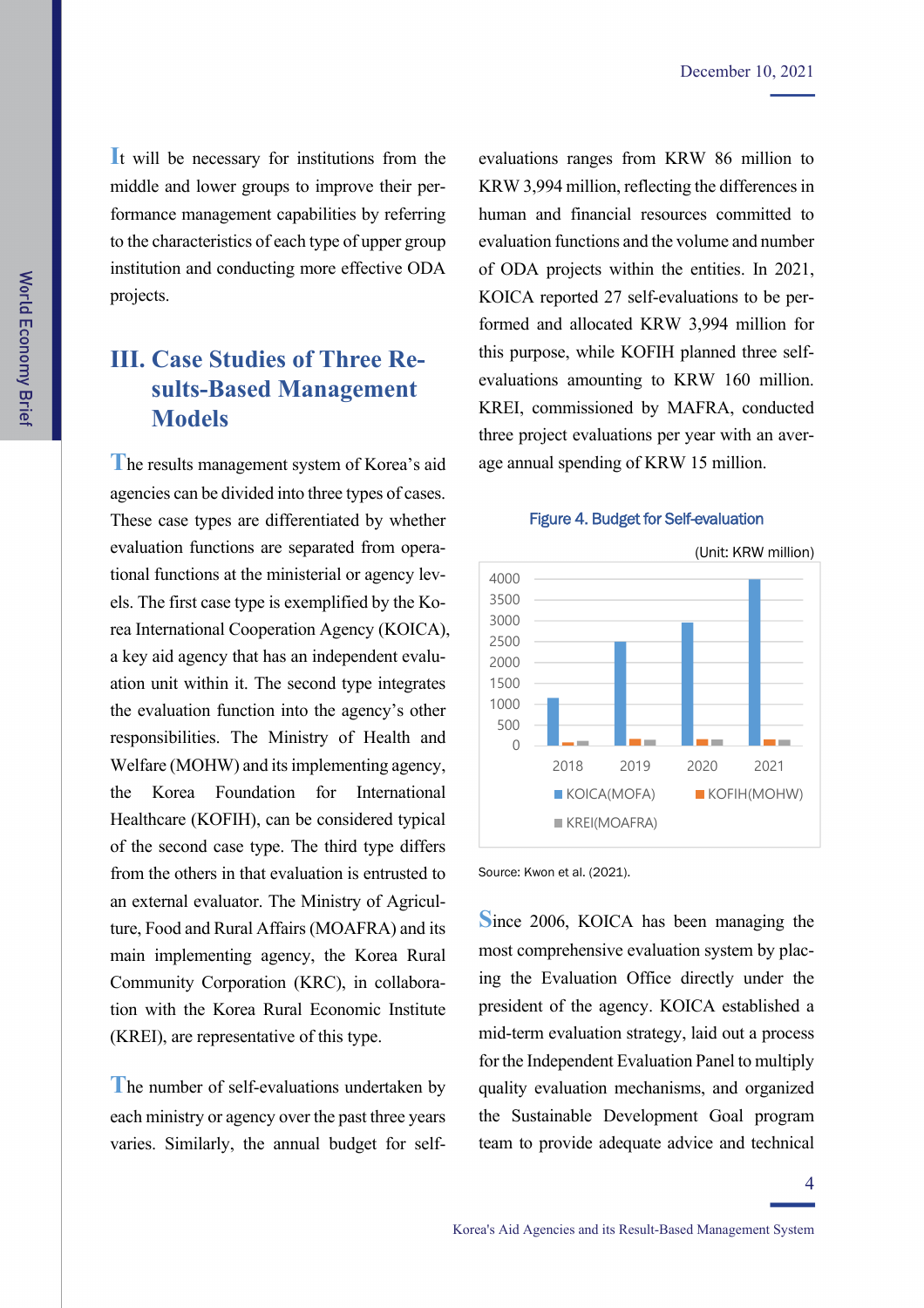It will be necessary for institutions from the middle and lower groups to improve their performance management capabilities by referring to the characteristics of each type of upper group institution and conducting more effective ODA projects.

## III. Case Studies of Three Results-Based Management Models

The results management system of Korea's aid agencies can be divided into three types of cases. These case types are differentiated by whether evaluation functions are separated from operational functions at the ministerial or agency levels. The first case type is exemplified by the Korea International Cooperation Agency (KOICA), a key aid agency that has an independent evaluation unit within it. The second type integrates the evaluation function into the agency's other responsibilities. The Ministry of Health and Welfare (MOHW) and its implementing agency, the Korea Foundation for International Healthcare (KOFIH), can be considered typical of the second case type. The third type differs from the others in that evaluation is entrusted to an external evaluator. The Ministry of Agriculture, Food and Rural Affairs (MOAFRA) and its main implementing agency, the Korea Rural Community Corporation (KRC), in collaboration with the Korea Rural Economic Institute (KREI), are representative of this type.

The number of self-evaluations undertaken by each ministry or agency over the past three years varies. Similarly, the annual budget for self-evaluations ranges from KRW 86 million to KRW 3,994 million, reflecting the differences in human and financial resources committed to evaluation functions and the volume and number of ODA projects within the entities. In 2021, KOICA reported 27 self-evaluations to be performed and allocated KRW 3,994 million for this purpose, while KOFIH planned three self-evaluations amounting to KRW 160 million. KREI, commissioned by MAFRA, conducted three project evaluations per year with an average annual spending of KRW 15 million.

**Figure 4. Budget for Self-evaluation**

(Unit: KRW million)

Source: Kwon et al. (2021).

Since 2006, KOICA has been managing the most comprehensive evaluation system by placing the Evaluation Office directly under the president of the agency. KOICA established a mid-term evaluation strategy, laid out a process for the Independent Evaluation Panel to multiply quality evaluation mechanisms, and organized the Sustainable Development Goal program team to provide adequate advice and technical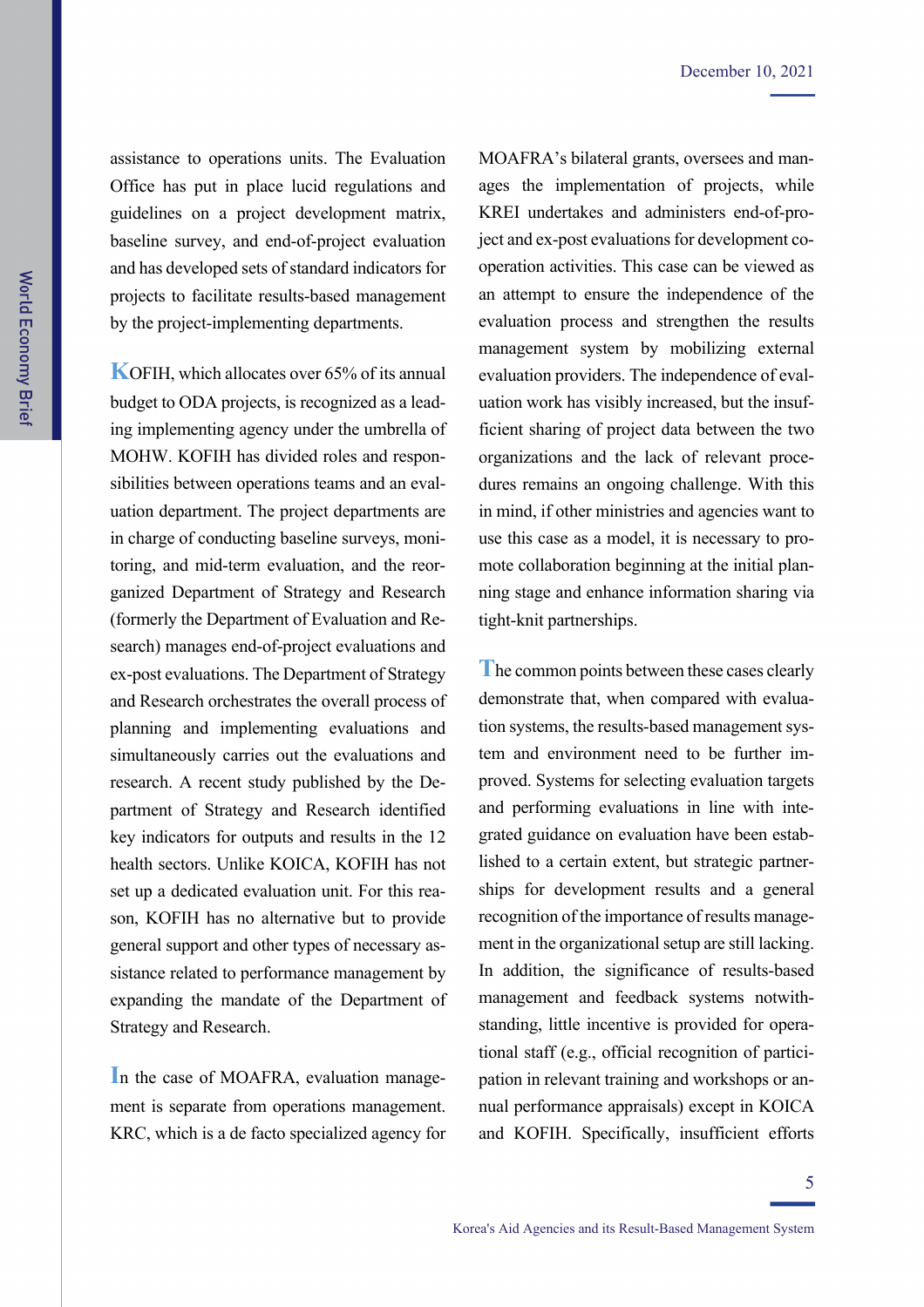assistance to operations units. The Evaluation Office has put in place lucid regulations and guidelines on a project development matrix, baseline survey, and end-of-project evaluation and has developed sets of standard indicators for projects to facilitate results-based management by the project-implementing departments.

KOFIH, which allocates over 65% of its annual budget to ODA projects, is recognized as a leading implementing agency under the umbrella of MOHW. KOFIH has divided roles and responsibilities between operations teams and an evaluation department. The project departments are in charge of conducting baseline surveys, monitoring, and mid-term evaluation, and the reorganized Department of Strategy and Research (formerly the Department of Evaluation and Research) manages end-of-project evaluations and ex-post evaluations. The Department of Strategy and Research orchestrates the overall process of planning and implementing evaluations and simultaneously carries out the evaluations and research. A recent study published by the Department of Strategy and Research identified key indicators for outputs and results in the 12 health sectors. Unlike KOICA, KOFIH has not set up a dedicated evaluation unit. For this reason, KOFIH has no alternative but to provide general support and other types of necessary assistance related to performance management by expanding the mandate of the Department of Strategy and Research.

In the case of MOAFRA, evaluation management is separate from operations management. KRC, which is a de facto specialized agency for MOAFRA's bilateral grants, oversees and manages the implementation of projects, while KREI undertakes and administers end-of-project and ex-post evaluations for development cooperation activities. This case can be viewed as an attempt to ensure the independence of the evaluation process and strengthen the results management system by mobilizing external evaluation providers. The independence of evaluation work has visibly increased, but the insufficient sharing of project data between the two organizations and the lack of relevant procedures remains an ongoing challenge. With this in mind, if other ministries and agencies want to use this case as a model, it is necessary to promote collaboration beginning at the initial planning stage and enhance information sharing via tight-knit partnerships.

The common points between these cases clearly demonstrate that, when compared with evaluation systems, the results-based management system and environment need to be further improved. Systems for selecting evaluation targets and performing evaluations in line with integrated guidance on evaluation have been established to a certain extent, but strategic partnerships for development results and a general recognition of the importance of results management in the organizational setup are still lacking. In addition, the significance of results-based management and feedback systems notwithstanding, little incentive is provided for operational staff (e.g., official recognition of participation in relevant training and workshops or annual performance appraisals) except in KOICA and KOFIH. Specifically, insufficient efforts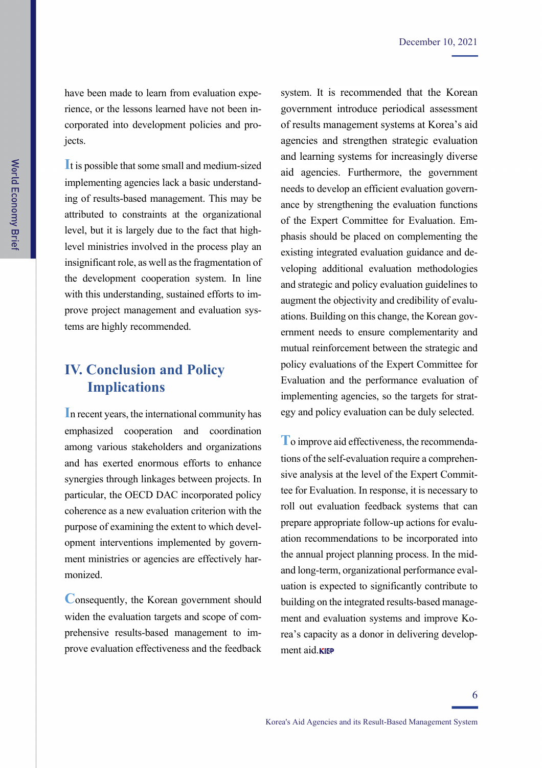have been made to learn from evaluation experience, or the lessons learned have not been incorporated into development policies and projects.

It is possible that some small and medium-sized implementing agencies lack a basic understanding of results-based management. This may be attributed to constraints at the organizational level, but it is largely due to the fact that high-level ministries involved in the process play an insignificant role, as well as the fragmentation of the development cooperation system. In line with this understanding, sustained efforts to improve project management and evaluation systems are highly recommended.

## IV. Conclusion and Policy Implications

In recent years, the international community has emphasized cooperation and coordination among various stakeholders and organizations and has exerted enormous efforts to enhance synergies through linkages between projects. In particular, the OECD DAC incorporated policy coherence as a new evaluation criterion with the purpose of examining the extent to which development interventions implemented by government ministries or agencies are effectively harmonized.

Consequently, the Korean government should widen the evaluation targets and scope of comprehensive results-based management to improve evaluation effectiveness and the feedback system. It is recommended that the Korean government introduce periodical assessment of results management systems at Korea's aid agencies and strengthen strategic evaluation and learning systems for increasingly diverse aid agencies. Furthermore, the government needs to develop an efficient evaluation governance by strengthening the evaluation functions of the Expert Committee for Evaluation. Emphasis should be placed on complementing the existing integrated evaluation guidance and developing additional evaluation methodologies and strategic and policy evaluation guidelines to augment the objectivity and credibility of evaluations. Building on this change, the Korean government needs to ensure complementarity and mutual reinforcement between the strategic and policy evaluations of the Expert Committee for Evaluation and the performance evaluation of implementing agencies, so the targets for strategy and policy evaluation can be duly selected.

To improve aid effectiveness, the recommendations of the self-evaluation require a comprehensive analysis at the level of the Expert Committee for Evaluation. In response, it is necessary to roll out evaluation feedback systems that can prepare appropriate follow-up actions for evaluation recommendations to be incorporated into the annual project planning process. In the mid- and long-term, organizational performance evaluation is expected to significantly contribute to building on the integrated results-based management and evaluation systems and improve Korea's capacity as a donor in delivering development aid. KIEP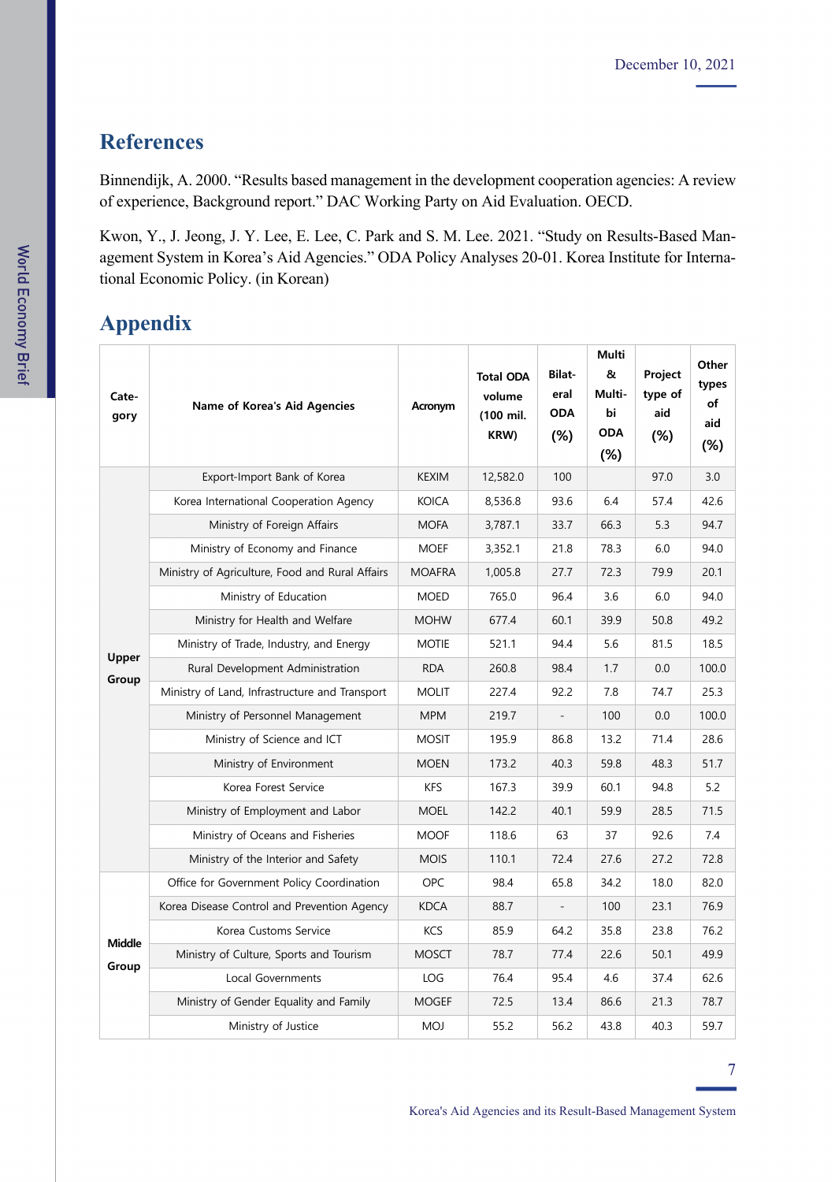## References

Binnendijk, A. 2000. "Results based management in the development cooperation agencies: A review of experience, Background report." DAC Working Party on Aid Evaluation. OECD.

Kwon, Y., J. Jeong, J. Y. Lee, E. Lee, C. Park and S. M. Lee. 2021. "Study on Results-Based Management System in Korea's Aid Agencies." ODA Policy Analyses 20-01. Korea Institute for International Economic Policy. (in Korean)

## Appendix

| Category | Name of Korea's Aid Agencies | Acronym | Total ODA volume (100 mil. KRW) | Bilateral ODA (%) | Multi & Multi-bi ODA (%) | Project type of aid (%) | Other types of aid (%) |
|---|---|---|---|---|---|---|---|
| Upper Group | Export-Import Bank of Korea | KEXIM | 12,582.0 | 100 | | 97.0 | 3.0 |
| | Korea International Cooperation Agency | KOICA | 8,536.8 | 93.6 | 6.4 | 57.4 | 42.6 |
| | Ministry of Foreign Affairs | MOFA | 3,787.1 | 33.7 | 66.3 | 5.3 | 94.7 |
| | Ministry of Economy and Finance | MOEF | 3,352.1 | 21.8 | 78.3 | 6.0 | 94.0 |
| | Ministry of Agriculture, Food and Rural Affairs | MOAFRA | 1,005.8 | 27.7 | 72.3 | 79.9 | 20.1 |
| | Ministry of Education | MOED | 765.0 | 96.4 | 3.6 | 6.0 | 94.0 |
| | Ministry for Health and Welfare | MOHW | 677.4 | 60.1 | 39.9 | 50.8 | 49.2 |
| | Ministry of Trade, Industry, and Energy | MOTIE | 521.1 | 94.4 | 5.6 | 81.5 | 18.5 |
| | Rural Development Administration | RDA | 260.8 | 98.4 | 1.7 | 0.0 | 100.0 |
| | Ministry of Land, Infrastructure and Transport | MOLIT | 227.4 | 92.2 | 7.8 | 74.7 | 25.3 |
| | Ministry of Personnel Management | MPM | 219.7 | - | 100 | 0.0 | 100.0 |
| | Ministry of Science and ICT | MOSIT | 195.9 | 86.8 | 13.2 | 71.4 | 28.6 |
| | Ministry of Environment | MOEN | 173.2 | 40.3 | 59.8 | 48.3 | 51.7 |
| | Korea Forest Service | KFS | 167.3 | 39.9 | 60.1 | 94.8 | 5.2 |
| | Ministry of Employment and Labor | MOEL | 142.2 | 40.1 | 59.9 | 28.5 | 71.5 |
| | Ministry of Oceans and Fisheries | MOOF | 118.6 | 63 | 37 | 92.6 | 7.4 |
| | Ministry of the Interior and Safety | MOIS | 110.1 | 72.4 | 27.6 | 27.2 | 72.8 |
| Middle Group | Office for Government Policy Coordination | OPC | 98.4 | 65.8 | 34.2 | 18.0 | 82.0 |
| | Korea Disease Control and Prevention Agency | KDCA | 88.7 | - | 100 | 23.1 | 76.9 |
| | Korea Customs Service | KCS | 85.9 | 64.2 | 35.8 | 23.8 | 76.2 |
| | Ministry of Culture, Sports and Tourism | MOSCT | 78.7 | 77.4 | 22.6 | 50.1 | 49.9 |
| | Local Governments | LOG | 76.4 | 95.4 | 4.6 | 37.4 | 62.6 |
| | Ministry of Gender Equality and Family | MOGEF | 72.5 | 13.4 | 86.6 | 21.3 | 78.7 |
| | Ministry of Justice | MOJ | 55.2 | 56.2 | 43.8 | 40.3 | 59.7 |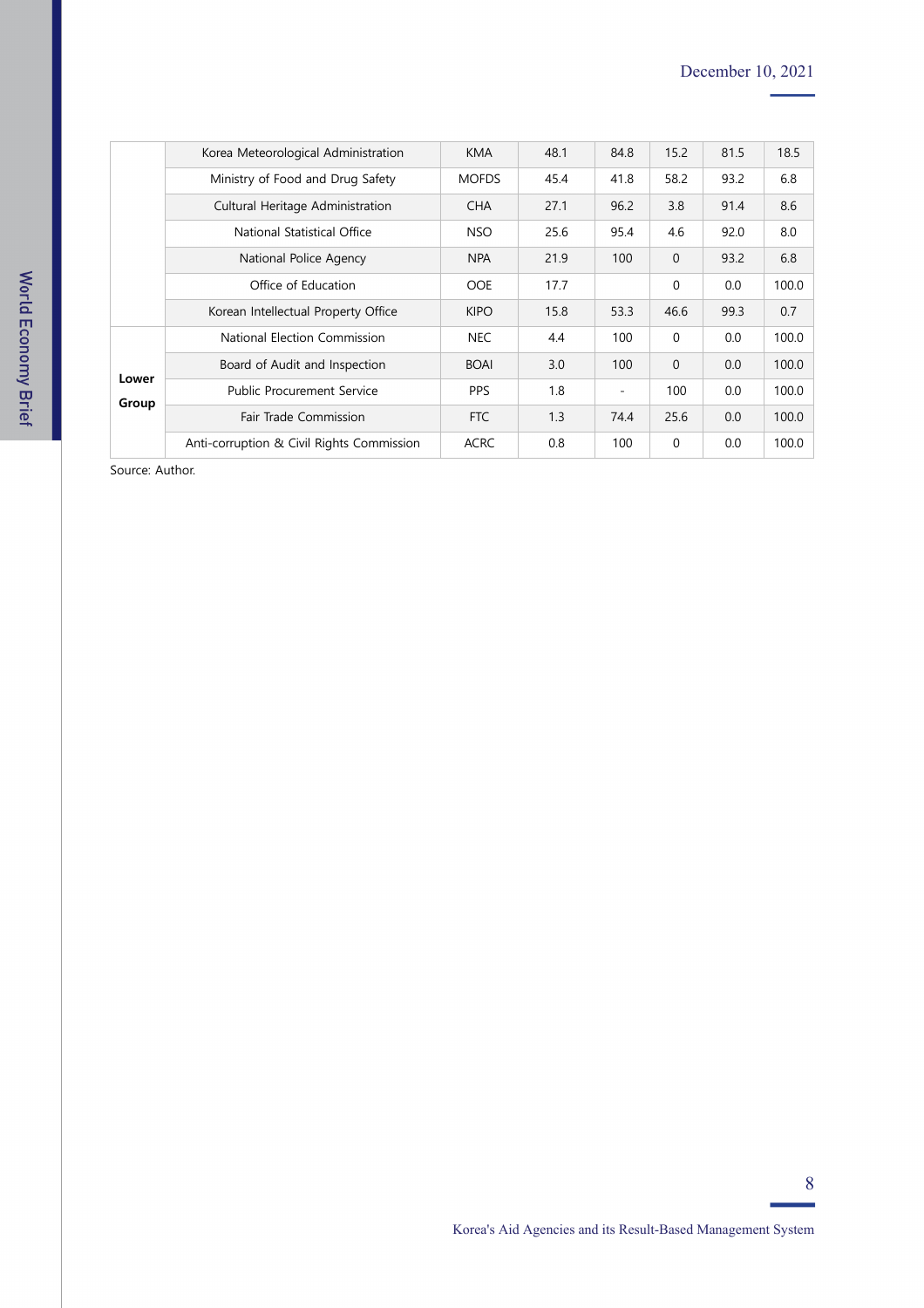| | | | | | | | |
|---|---|---|---|---|---|---|---|
| | Korea Meteorological Administration | KMA | 48.1 | 84.8 | 15.2 | 81.5 | 18.5 |
| | Ministry of Food and Drug Safety | MOFDS | 45.4 | 41.8 | 58.2 | 93.2 | 6.8 |
| | Cultural Heritage Administration | CHA | 27.1 | 96.2 | 3.8 | 91.4 | 8.6 |
| | National Statistical Office | NSO | 25.6 | 95.4 | 4.6 | 92.0 | 8.0 |
| | National Police Agency | NPA | 21.9 | 100 | 0 | 93.2 | 6.8 |
| | Office of Education | OOE | 17.7 | | 0 | 0.0 | 100.0 |
| | Korean Intellectual Property Office | KIPO | 15.8 | 53.3 | 46.6 | 99.3 | 0.7 |
| **Lower Group** | National Election Commission | NEC | 4.4 | 100 | 0 | 0.0 | 100.0 |
| | Board of Audit and Inspection | BOAI | 3.0 | 100 | 0 | 0.0 | 100.0 |
| | Public Procurement Service | PPS | 1.8 | - | 100 | 0.0 | 100.0 |
| | Fair Trade Commission | FTC | 1.3 | 74.4 | 25.6 | 0.0 | 100.0 |
| | Anti-corruption & Civil Rights Commission | ACRC | 0.8 | 100 | 0 | 0.0 | 100.0 |

Source: Author.